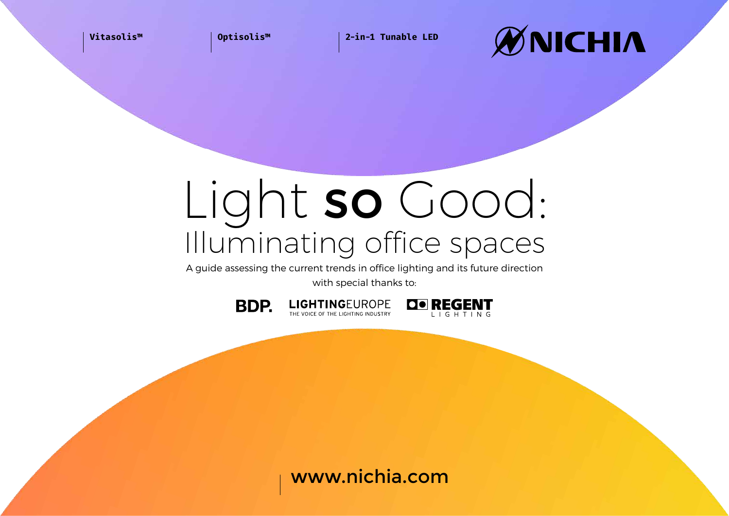Vitasolis™ | Optisolis™ | 2-in-1 Tunable LED

NICHIA

# Light **so** Good:
## Illuminating office spaces

A guide assessing the current trends in office lighting and its future direction with special thanks to:

BDP. LIGHTINGEUROPE THE VOICE OF THE LIGHTING INDUSTRY REGENT LIGHTING

www.nichia.com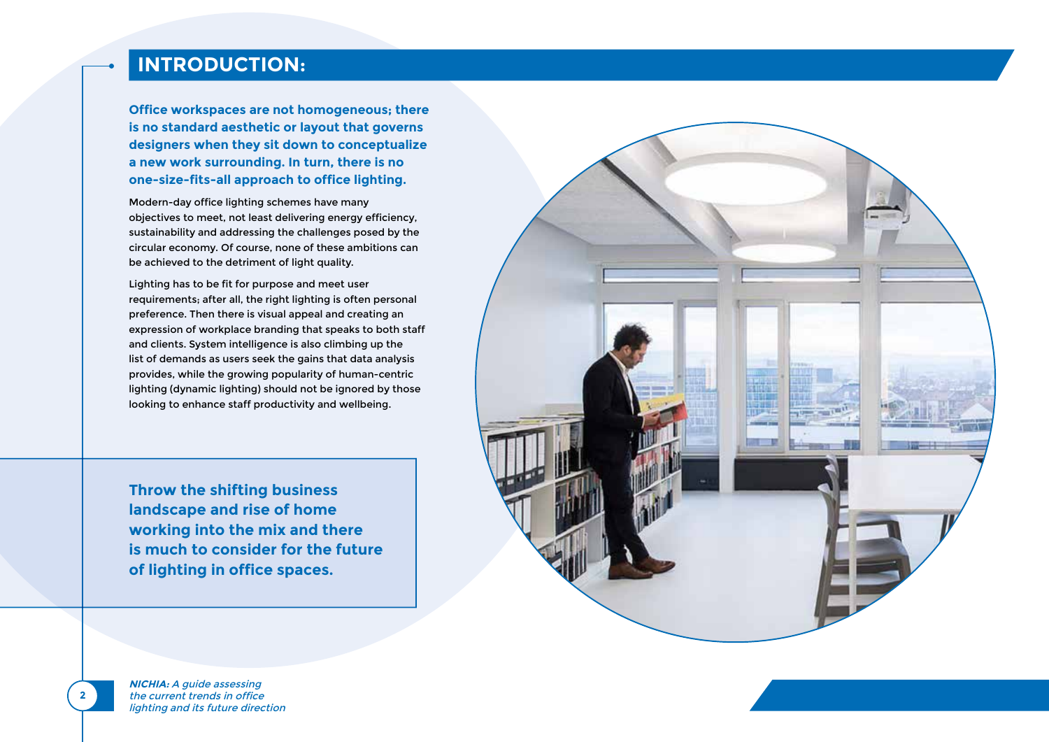# INTRODUCTION:

**Office workspaces are not homogeneous; there is no standard aesthetic or layout that governs designers when they sit down to conceptualize a new work surrounding. In turn, there is no one-size-fits-all approach to office lighting.**

Modern-day office lighting schemes have many objectives to meet, not least delivering energy efficiency, sustainability and addressing the challenges posed by the circular economy. Of course, none of these ambitions can be achieved to the detriment of light quality.

Lighting has to be fit for purpose and meet user requirements; after all, the right lighting is often personal preference. Then there is visual appeal and creating an expression of workplace branding that speaks to both staff and clients. System intelligence is also climbing up the list of demands as users seek the gains that data analysis provides, while the growing popularity of human-centric lighting (dynamic lighting) should not be ignored by those looking to enhance staff productivity and wellbeing.

**Throw the shifting business landscape and rise of home working into the mix and there is much to consider for the future of lighting in office spaces.**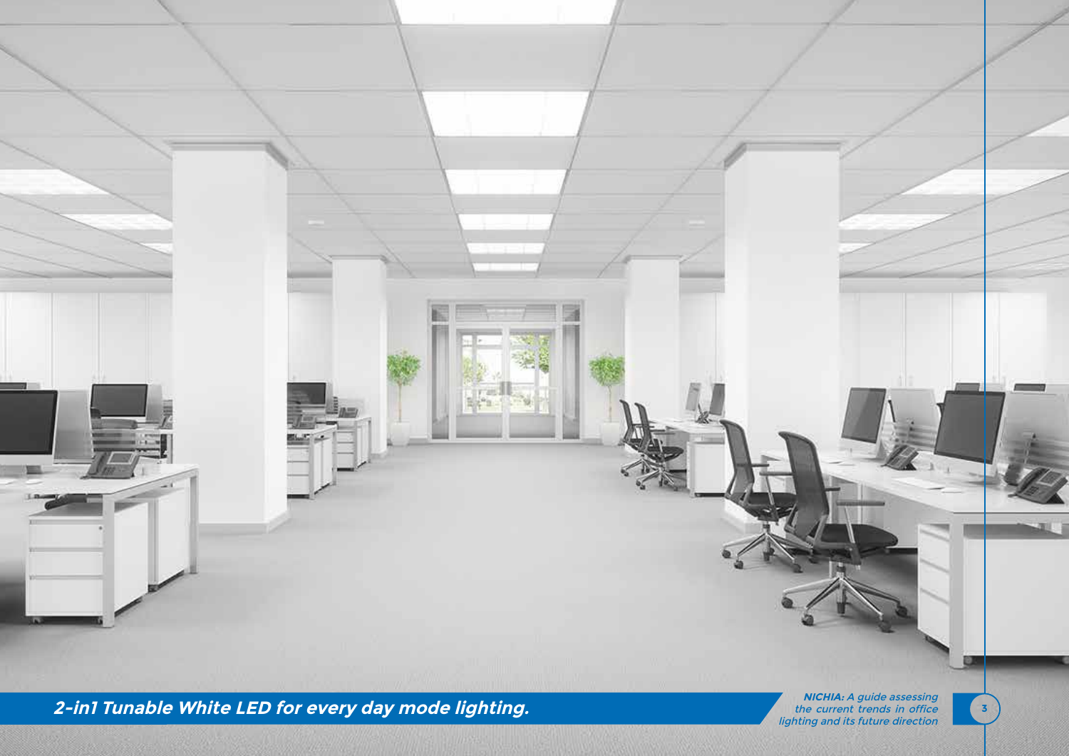***2-in1 Tunable White LED for every day mode lighting.***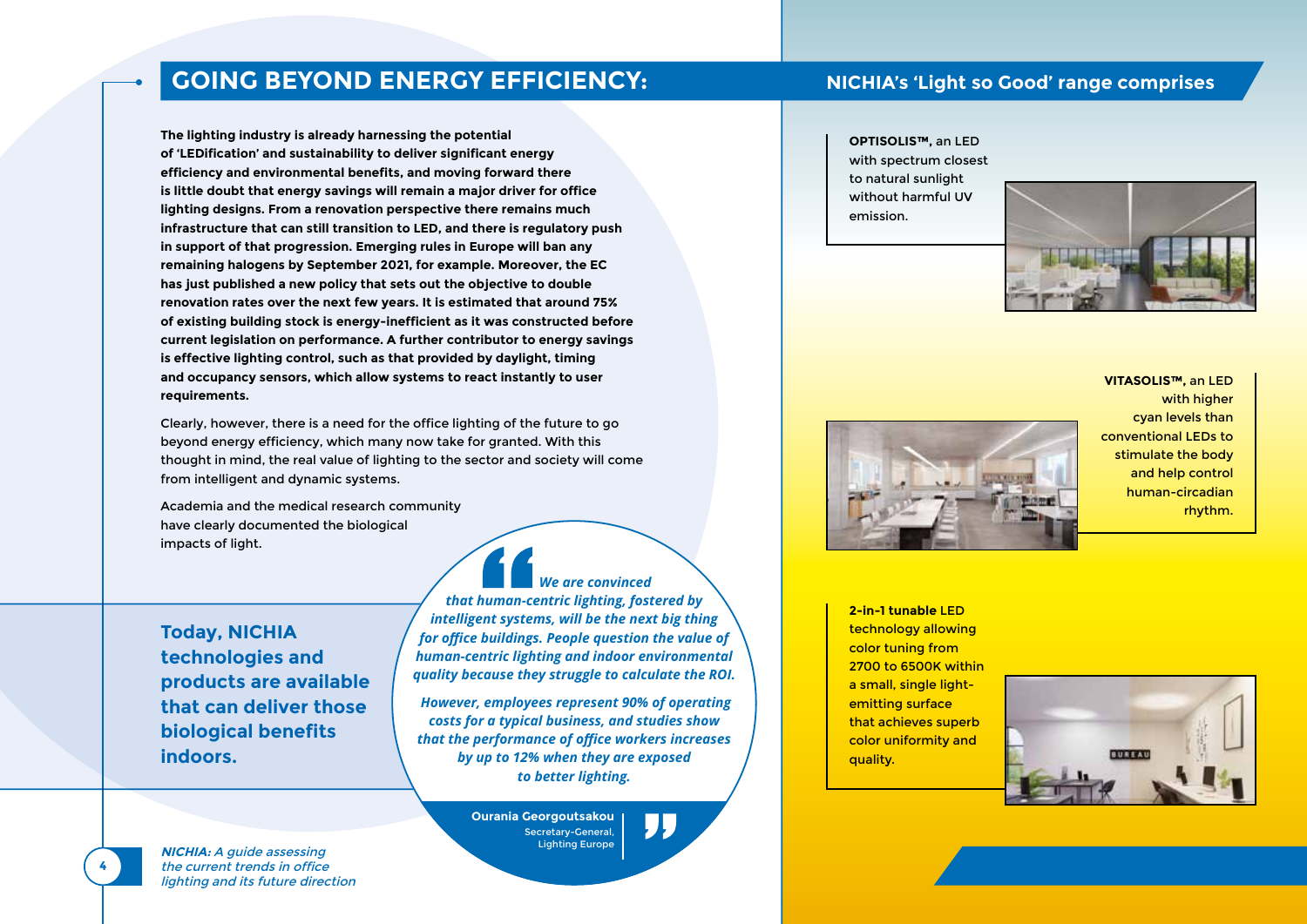## GOING BEYOND ENERGY EFFICIENCY:

**The lighting industry is already harnessing the potential of 'LEDification' and sustainability to deliver significant energy efficiency and environmental benefits, and moving forward there is little doubt that energy savings will remain a major driver for office lighting designs. From a renovation perspective there remains much infrastructure that can still transition to LED, and there is regulatory push in support of that progression. Emerging rules in Europe will ban any remaining halogens by September 2021, for example. Moreover, the EC has just published a new policy that sets out the objective to double renovation rates over the next few years. It is estimated that around 75% of existing building stock is energy-inefficient as it was constructed before current legislation on performance. A further contributor to energy savings is effective lighting control, such as that provided by daylight, timing and occupancy sensors, which allow systems to react instantly to user requirements.**

Clearly, however, there is a need for the office lighting of the future to go beyond energy efficiency, which many now take for granted. With this thought in mind, the real value of lighting to the sector and society will come from intelligent and dynamic systems.

Academia and the medical research community have clearly documented the biological impacts of light.

**Today, NICHIA technologies and products are available that can deliver those biological benefits indoors.**

> ***We are convinced that human-centric lighting, fostered by intelligent systems, will be the next big thing for office buildings. People question the value of human-centric lighting and indoor environmental quality because they struggle to calculate the ROI.***
>
> ***However, employees represent 90% of operating costs for a typical business, and studies show that the performance of office workers increases by up to 12% when they are exposed to better lighting.***
>
> **Ourania Georgoutsakou**
> Secretary-General, Lighting Europe

## NICHIA's 'Light so Good' range comprises

**OPTISOLIS™,** an LED with spectrum closest to natural sunlight without harmful UV emission.

**VITASOLIS™,** an LED with higher cyan levels than conventional LEDs to stimulate the body and help control human-circadian rhythm.

**2-in-1 tunable** LED technology allowing color tuning from 2700 to 6500K within a small, single light-emitting surface that achieves superb color uniformity and quality.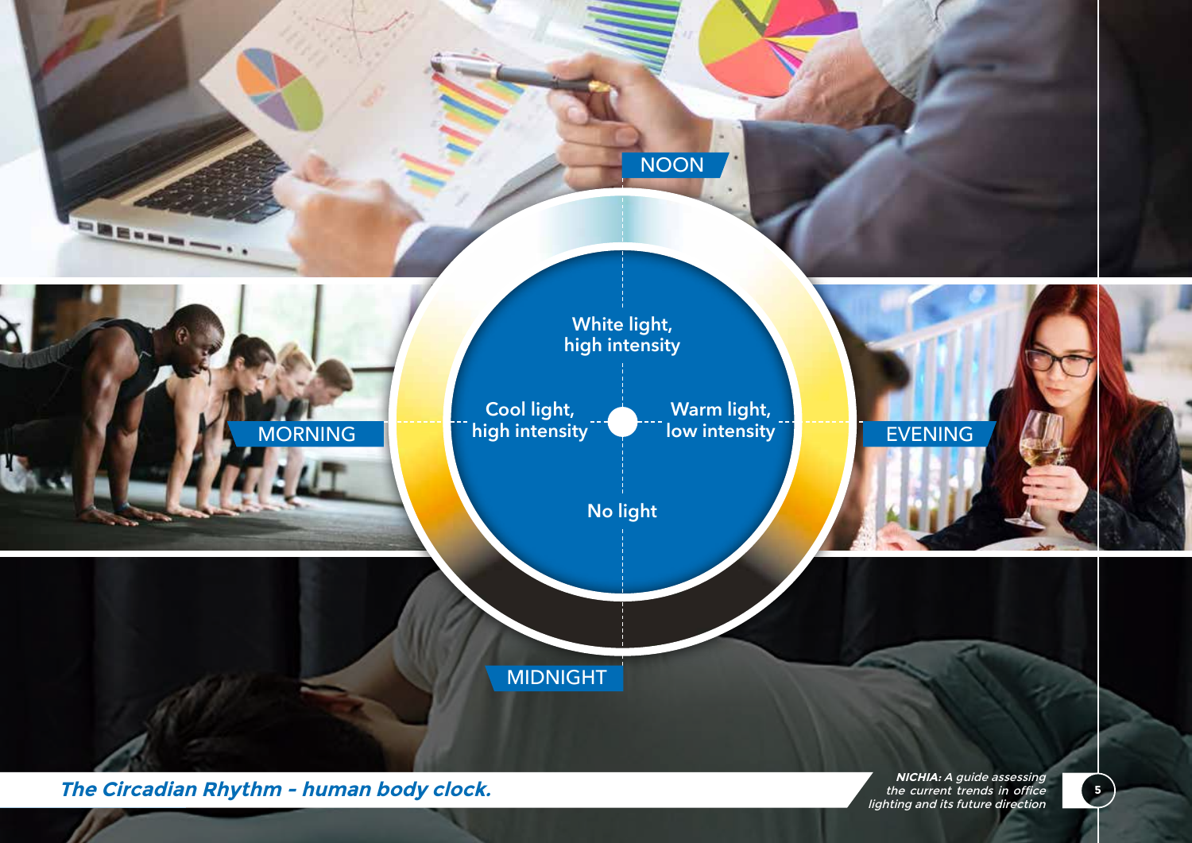NOON

White light, high intensity

MORNING

Cool light, high intensity

Warm light, low intensity

EVENING

No light

MIDNIGHT

***The Circadian Rhythm – human body clock.***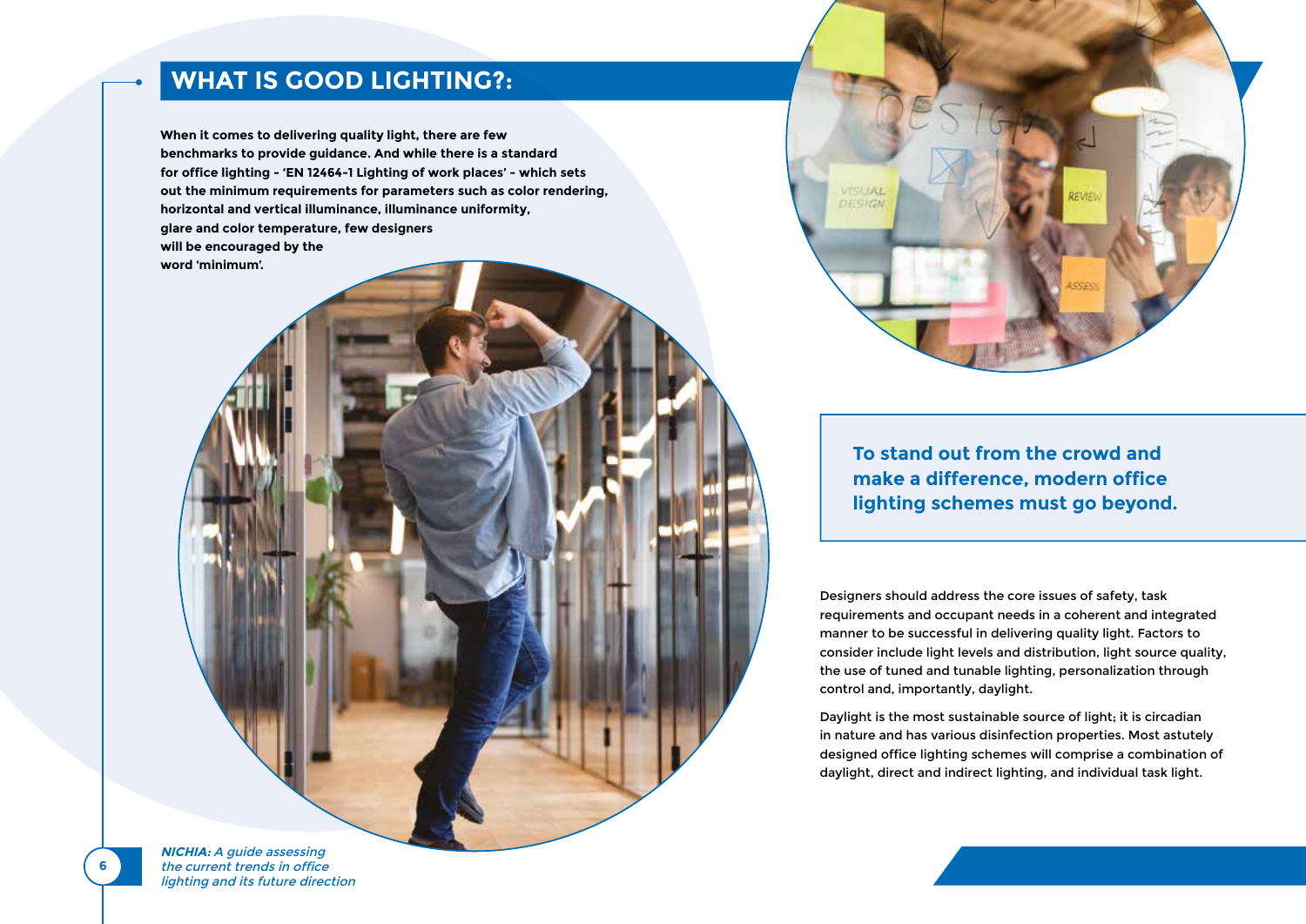# WHAT IS GOOD LIGHTING?:

**When it comes to delivering quality light, there are few benchmarks to provide guidance. And while there is a standard for office lighting - 'EN 12464-1 Lighting of work places' - which sets out the minimum requirements for parameters such as color rendering, horizontal and vertical illuminance, illuminance uniformity, glare and color temperature, few designers will be encouraged by the word 'minimum'.**

**To stand out from the crowd and make a difference, modern office lighting schemes must go beyond.**

Designers should address the core issues of safety, task requirements and occupant needs in a coherent and integrated manner to be successful in delivering quality light. Factors to consider include light levels and distribution, light source quality, the use of tuned and tunable lighting, personalization through control and, importantly, daylight.

Daylight is the most sustainable source of light; it is circadian in nature and has various disinfection properties. Most astutely designed office lighting schemes will comprise a combination of daylight, direct and indirect lighting, and individual task light.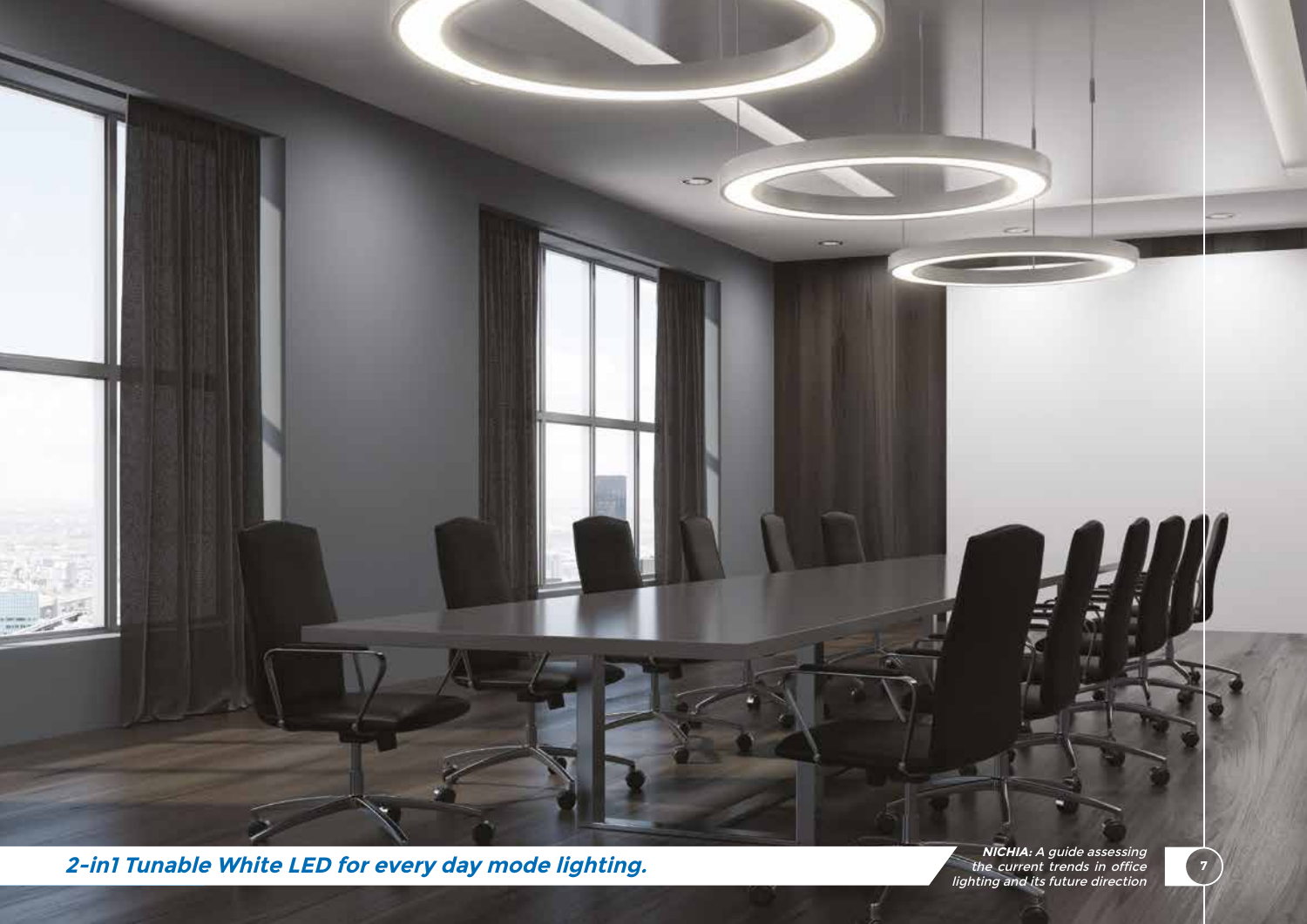***2-in1 Tunable White LED for every day mode lighting.***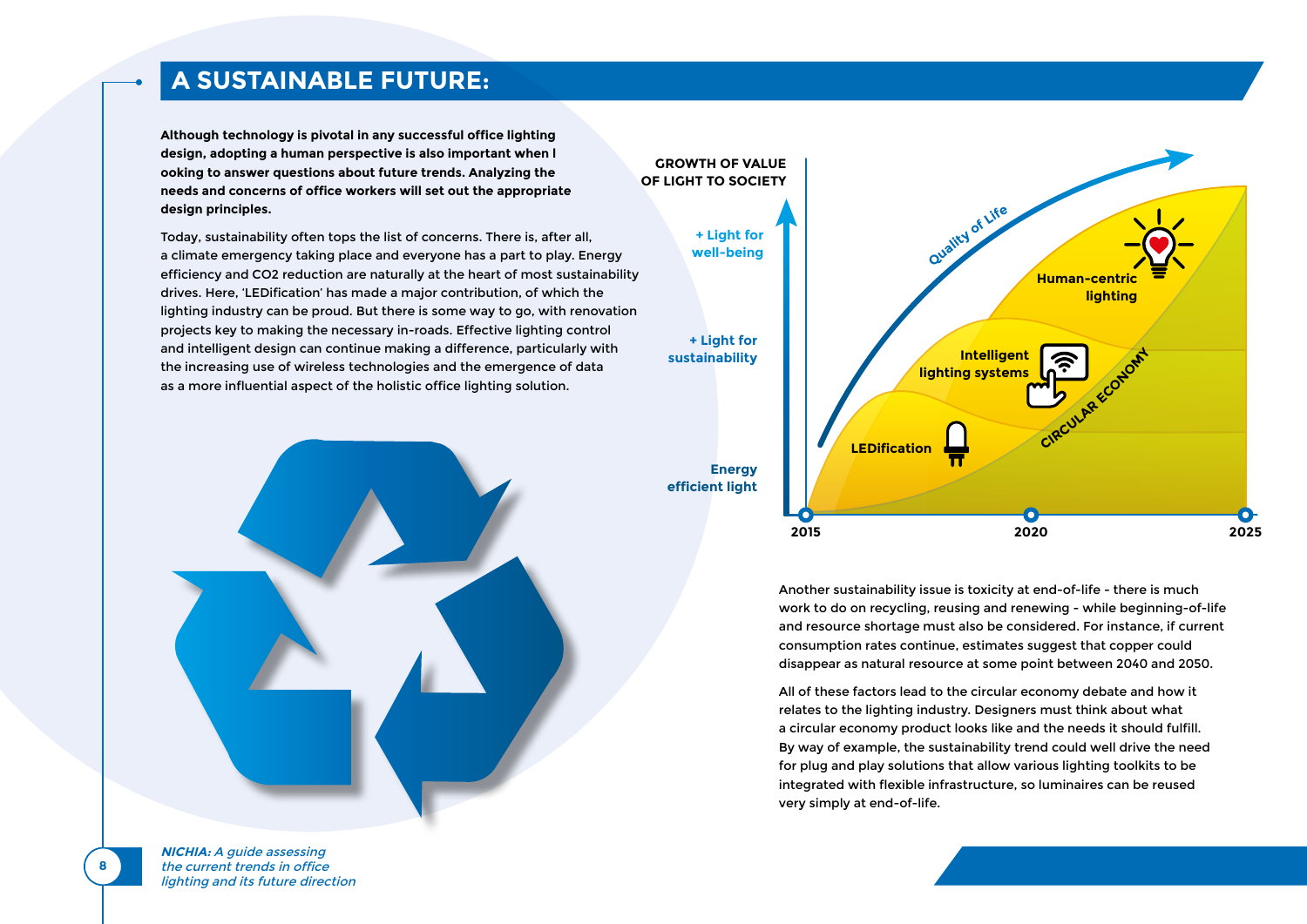# A SUSTAINABLE FUTURE:

**Although technology is pivotal in any successful office lighting design, adopting a human perspective is also important when l ooking to answer questions about future trends. Analyzing the needs and concerns of office workers will set out the appropriate design principles.**

Today, sustainability often tops the list of concerns. There is, after all, a climate emergency taking place and everyone has a part to play. Energy efficiency and CO2 reduction are naturally at the heart of most sustainability drives. Here, 'LEDification' has made a major contribution, of which the lighting industry can be proud. But there is some way to go, with renovation projects key to making the necessary in-roads. Effective lighting control and intelligent design can continue making a difference, particularly with the increasing use of wireless technologies and the emergence of data as a more influential aspect of the holistic office lighting solution.

GROWTH OF VALUE OF LIGHT TO SOCIETY

- + Light for well-being
- + Light for sustainability
- Energy efficient light

Quality of Life

Human-centric lighting

Intelligent lighting systems

LEDification

CIRCULAR ECONOMY

2015 — 2020 — 2025

Another sustainability issue is toxicity at end-of-life - there is much work to do on recycling, reusing and renewing - while beginning-of-life and resource shortage must also be considered. For instance, if current consumption rates continue, estimates suggest that copper could disappear as natural resource at some point between 2040 and 2050.

All of these factors lead to the circular economy debate and how it relates to the lighting industry. Designers must think about what a circular economy product looks like and the needs it should fulfill. By way of example, the sustainability trend could well drive the need for plug and play solutions that allow various lighting toolkits to be integrated with flexible infrastructure, so luminaires can be reused very simply at end-of-life.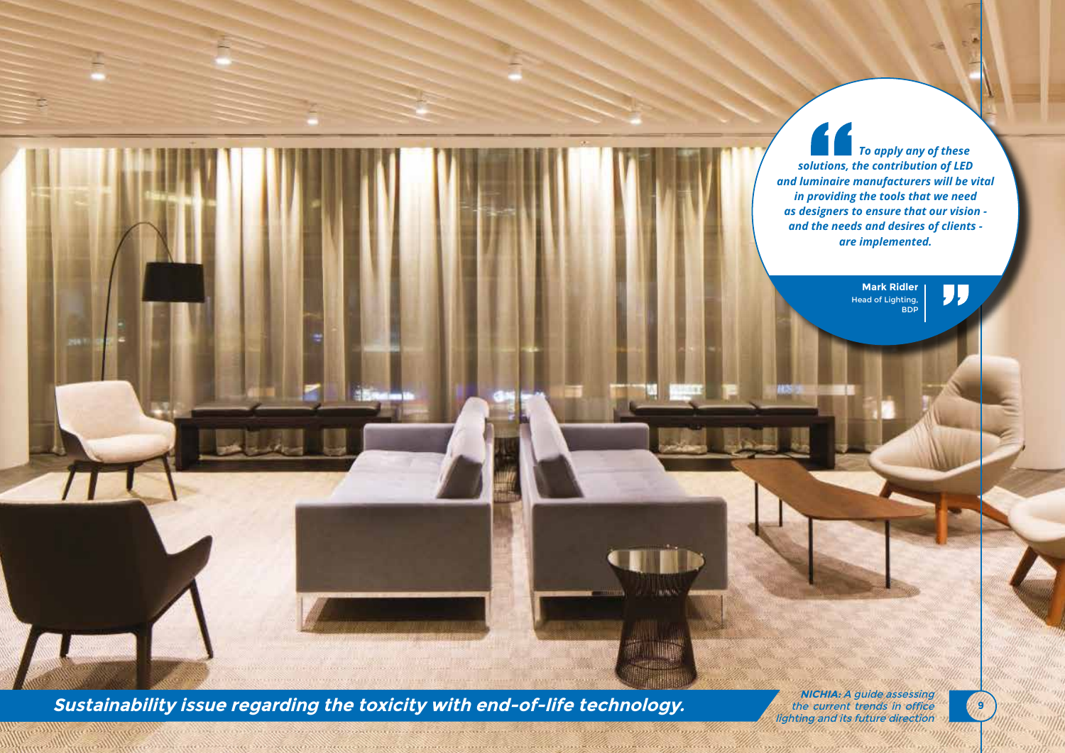> *To apply any of these solutions, the contribution of LED and luminaire manufacturers will be vital in providing the tools that we need as designers to ensure that our vision - and the needs and desires of clients - are implemented.*
>
> **Mark Ridler**
> Head of Lighting, BDP

***Sustainability issue regarding the toxicity with end-of-life technology.***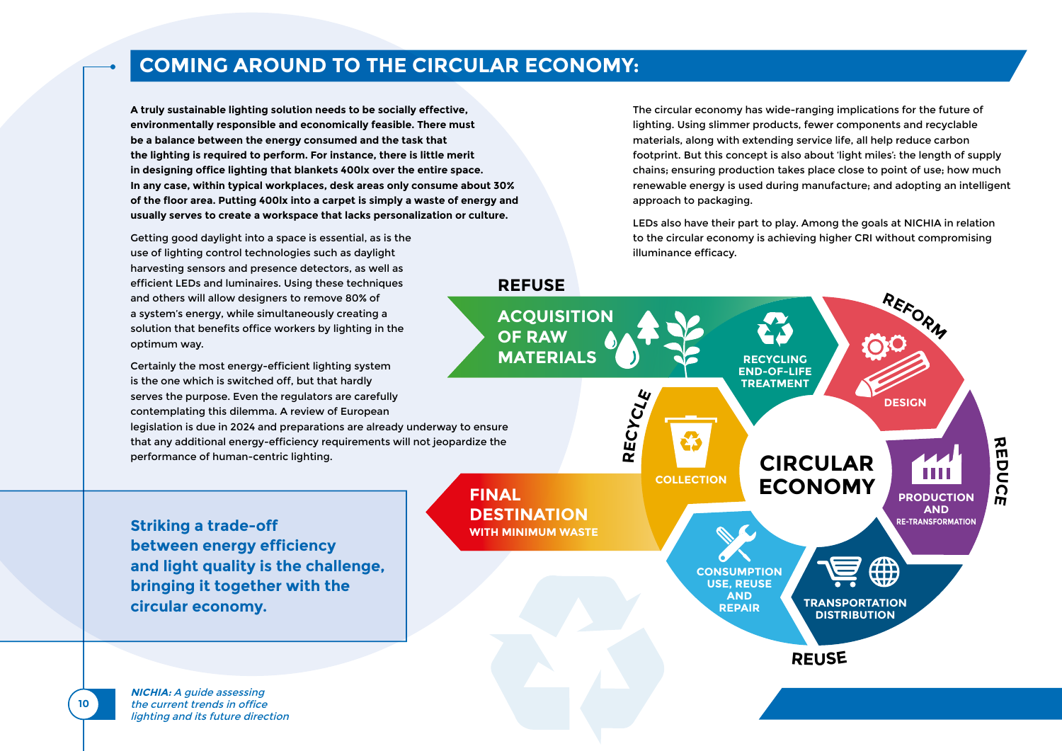## COMING AROUND TO THE CIRCULAR ECONOMY:

**A truly sustainable lighting solution needs to be socially effective, environmentally responsible and economically feasible. There must be a balance between the energy consumed and the task that the lighting is required to perform. For instance, there is little merit in designing office lighting that blankets 400lx over the entire space. In any case, within typical workplaces, desk areas only consume about 30% of the floor area. Putting 400lx into a carpet is simply a waste of energy and usually serves to create a workspace that lacks personalization or culture.**

Getting good daylight into a space is essential, as is the use of lighting control technologies such as daylight harvesting sensors and presence detectors, as well as efficient LEDs and luminaires. Using these techniques and others will allow designers to remove 80% of a system's energy, while simultaneously creating a solution that benefits office workers by lighting in the optimum way.

Certainly the most energy-efficient lighting system is the one which is switched off, but that hardly serves the purpose. Even the regulators are carefully contemplating this dilemma. A review of European legislation is due in 2024 and preparations are already underway to ensure that any additional energy-efficiency requirements will not jeopardize the performance of human-centric lighting.

The circular economy has wide-ranging implications for the future of lighting. Using slimmer products, fewer components and recyclable materials, along with extending service life, all help reduce carbon footprint. But this concept is also about 'light miles': the length of supply chains; ensuring production takes place close to point of use; how much renewable energy is used during manufacture; and adopting an intelligent approach to packaging.

LEDs also have their part to play. Among the goals at NICHIA in relation to the circular economy is achieving higher CRI without compromising illuminance efficacy.

**Striking a trade-off between energy efficiency and light quality is the challenge, bringing it together with the circular economy.**

REFUSE

ACQUISITION OF RAW MATERIALS

RECYCLING END-OF-LIFE TREATMENT

REFORM

DESIGN

REDUCE

PRODUCTION AND RE-TRANSFORMATION

TRANSPORTATION DISTRIBUTION

REUSE

CONSUMPTION USE, REUSE AND REPAIR

RECYCLE

COLLECTION

CIRCULAR ECONOMY

FINAL DESTINATION WITH MINIMUM WASTE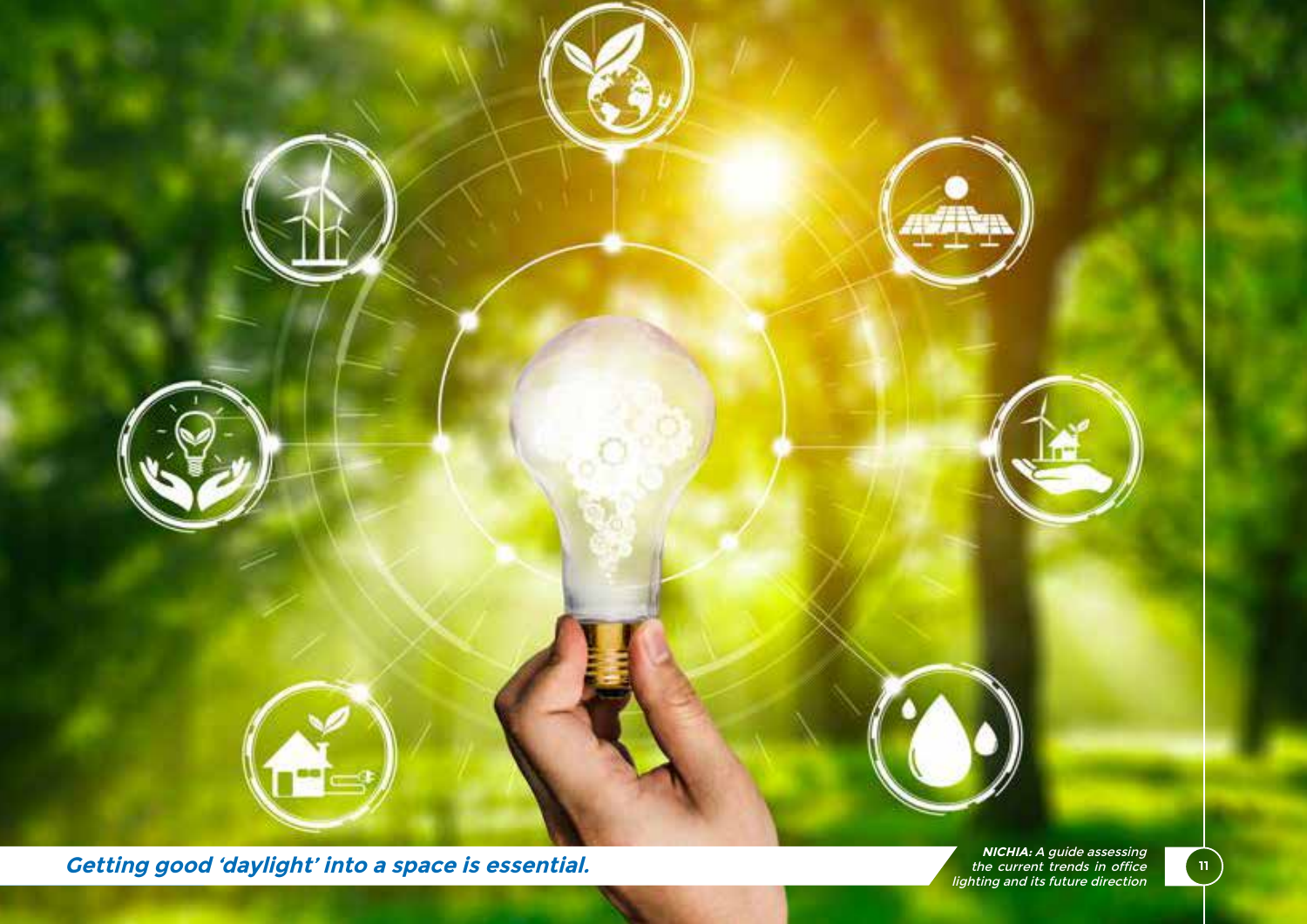***Getting good 'daylight' into a space is essential.***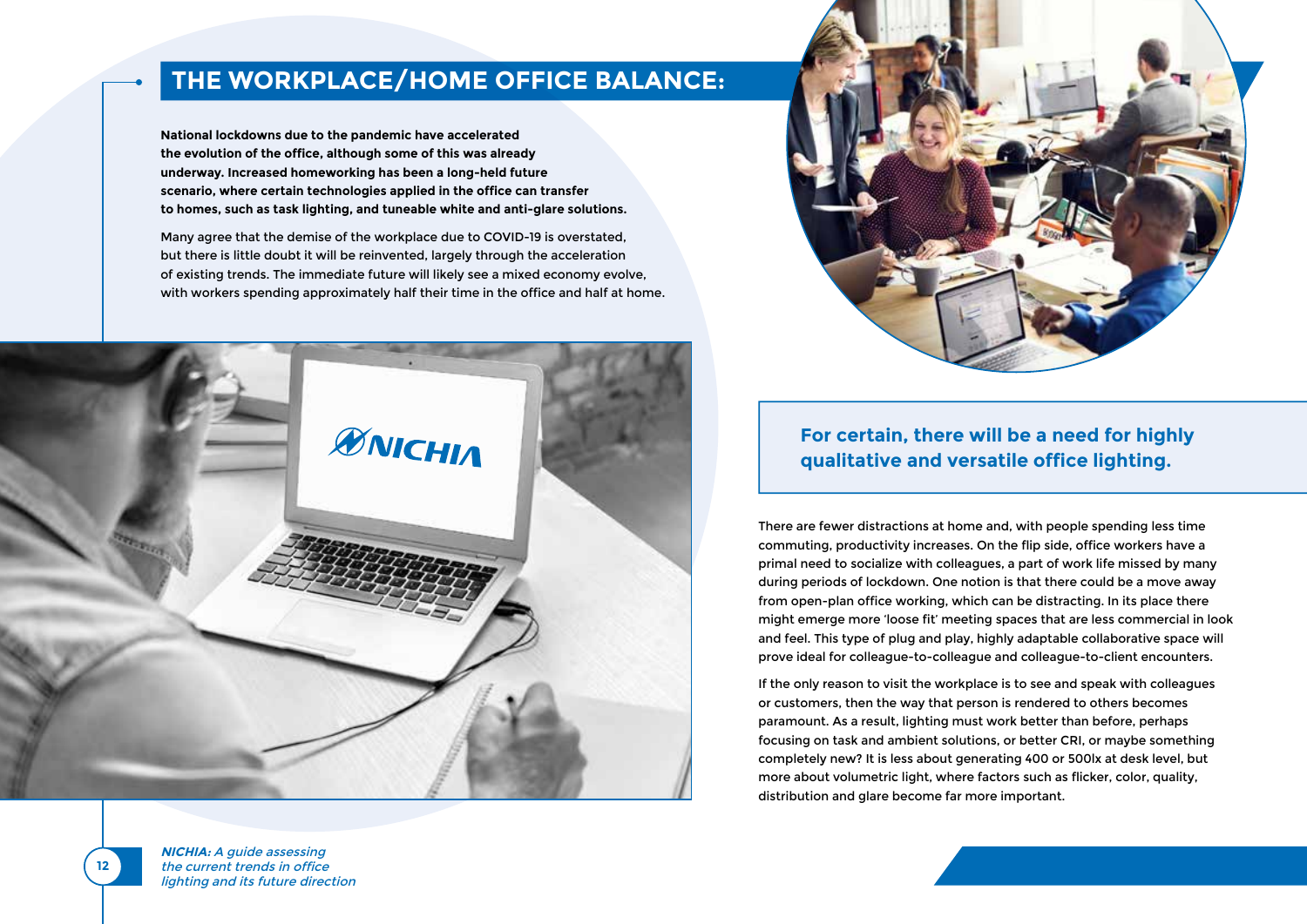## THE WORKPLACE/HOME OFFICE BALANCE:

**National lockdowns due to the pandemic have accelerated the evolution of the office, although some of this was already underway. Increased homeworking has been a long-held future scenario, where certain technologies applied in the office can transfer to homes, such as task lighting, and tuneable white and anti-glare solutions.**

Many agree that the demise of the workplace due to COVID-19 is overstated, but there is little doubt it will be reinvented, largely through the acceleration of existing trends. The immediate future will likely see a mixed economy evolve, with workers spending approximately half their time in the office and half at home.

**For certain, there will be a need for highly qualitative and versatile office lighting.**

There are fewer distractions at home and, with people spending less time commuting, productivity increases. On the flip side, office workers have a primal need to socialize with colleagues, a part of work life missed by many during periods of lockdown. One notion is that there could be a move away from open-plan office working, which can be distracting. In its place there might emerge more 'loose fit' meeting spaces that are less commercial in look and feel. This type of plug and play, highly adaptable collaborative space will prove ideal for colleague-to-colleague and colleague-to-client encounters.

If the only reason to visit the workplace is to see and speak with colleagues or customers, then the way that person is rendered to others becomes paramount. As a result, lighting must work better than before, perhaps focusing on task and ambient solutions, or better CRI, or maybe something completely new? It is less about generating 400 or 500lx at desk level, but more about volumetric light, where factors such as flicker, color, quality, distribution and glare become far more important.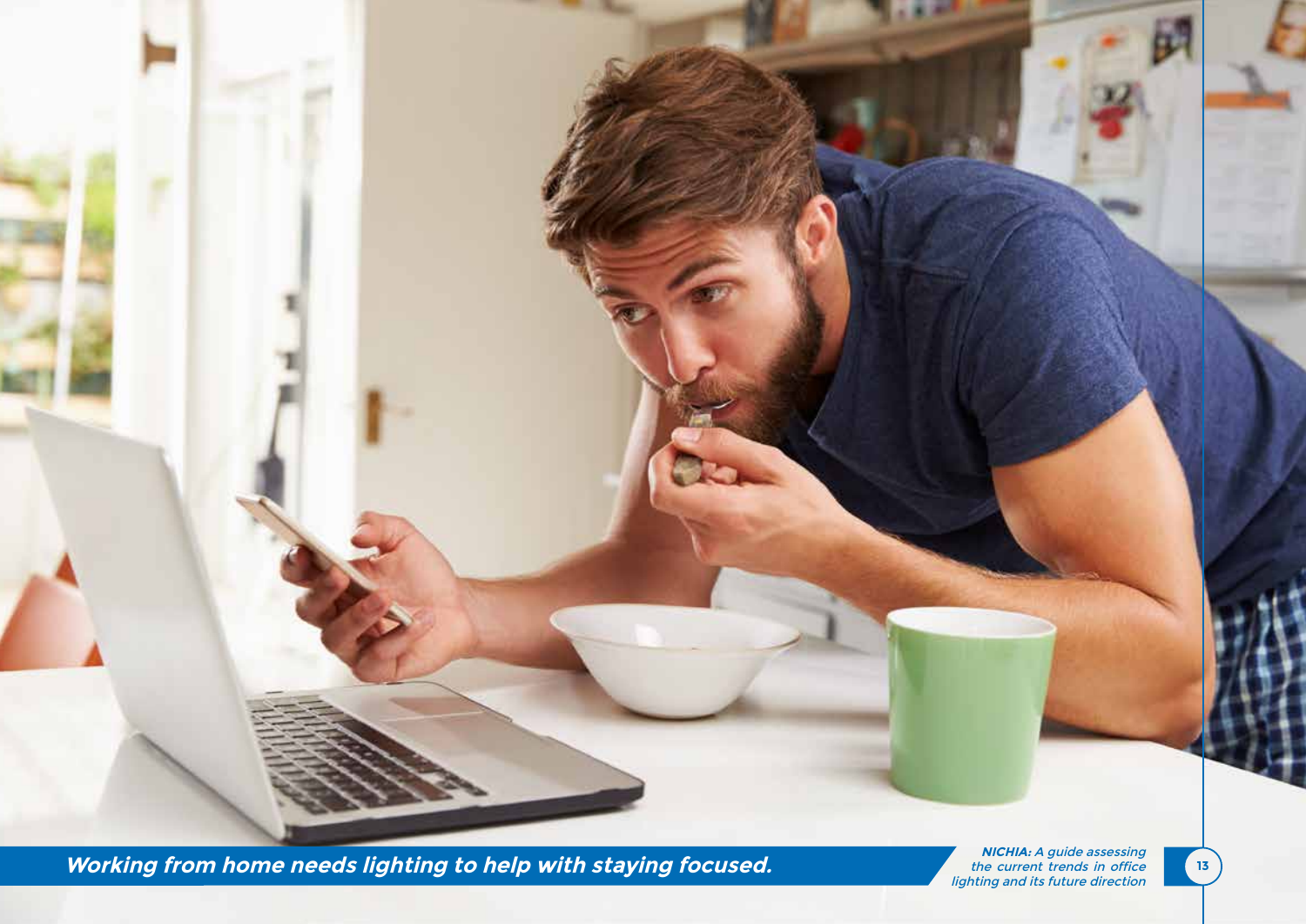***Working from home needs lighting to help with staying focused.***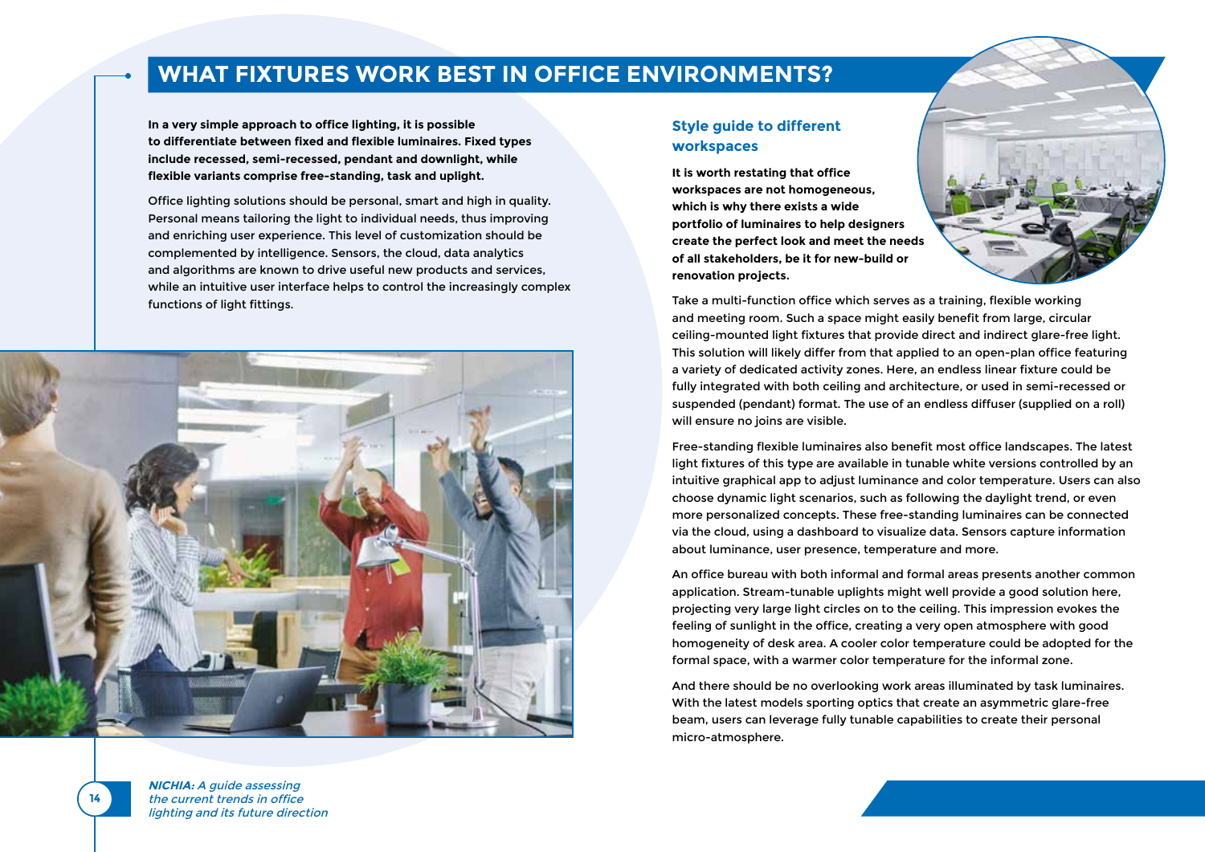# WHAT FIXTURES WORK BEST IN OFFICE ENVIRONMENTS?

**In a very simple approach to office lighting, it is possible to differentiate between fixed and flexible luminaires. Fixed types include recessed, semi-recessed, pendant and downlight, while flexible variants comprise free-standing, task and uplight.**

Office lighting solutions should be personal, smart and high in quality. Personal means tailoring the light to individual needs, thus improving and enriching user experience. This level of customization should be complemented by intelligence. Sensors, the cloud, data analytics and algorithms are known to drive useful new products and services, while an intuitive user interface helps to control the increasingly complex functions of light fittings.

## Style guide to different workspaces

**It is worth restating that office workspaces are not homogeneous, which is why there exists a wide portfolio of luminaires to help designers create the perfect look and meet the needs of all stakeholders, be it for new-build or renovation projects.**

Take a multi-function office which serves as a training, flexible working and meeting room. Such a space might easily benefit from large, circular ceiling-mounted light fixtures that provide direct and indirect glare-free light. This solution will likely differ from that applied to an open-plan office featuring a variety of dedicated activity zones. Here, an endless linear fixture could be fully integrated with both ceiling and architecture, or used in semi-recessed or suspended (pendant) format. The use of an endless diffuser (supplied on a roll) will ensure no joins are visible.

Free-standing flexible luminaires also benefit most office landscapes. The latest light fixtures of this type are available in tunable white versions controlled by an intuitive graphical app to adjust luminance and color temperature. Users can also choose dynamic light scenarios, such as following the daylight trend, or even more personalized concepts. These free-standing luminaires can be connected via the cloud, using a dashboard to visualize data. Sensors capture information about luminance, user presence, temperature and more.

An office bureau with both informal and formal areas presents another common application. Stream-tunable uplights might well provide a good solution here, projecting very large light circles on to the ceiling. This impression evokes the feeling of sunlight in the office, creating a very open atmosphere with good homogeneity of desk area. A cooler color temperature could be adopted for the formal space, with a warmer color temperature for the informal zone.

And there should be no overlooking work areas illuminated by task luminaires. With the latest models sporting optics that create an asymmetric glare-free beam, users can leverage fully tunable capabilities to create their personal micro-atmosphere.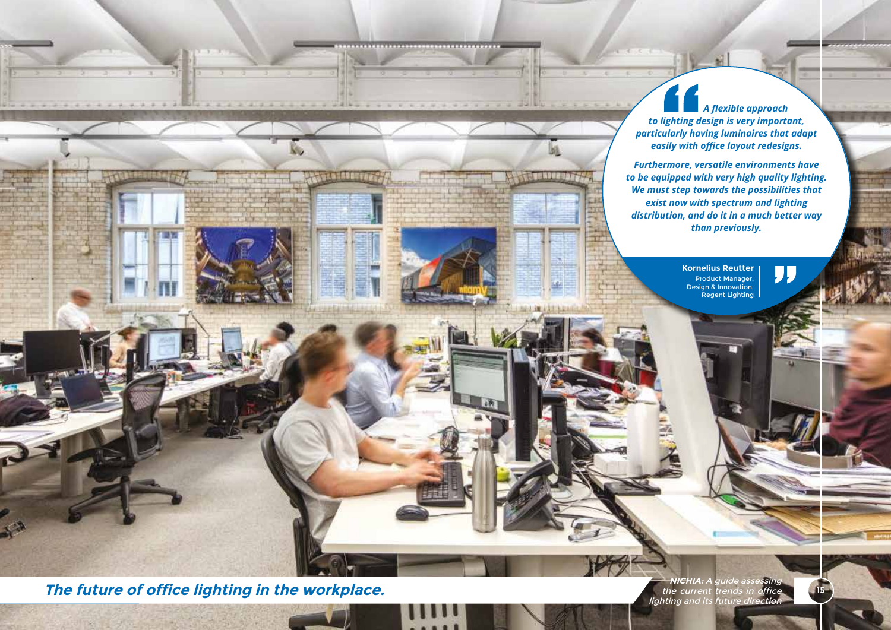> *A flexible approach to lighting design is very important, particularly having luminaires that adapt easily with office layout redesigns.*
>
> *Furthermore, versatile environments have to be equipped with very high quality lighting. We must step towards the possibilities that exist now with spectrum and lighting distribution, and do it in a much better way than previously.*
>
> **Kornelius Reutter**
> Product Manager, Design & Innovation, Regent Lighting

***The future of office lighting in the workplace.***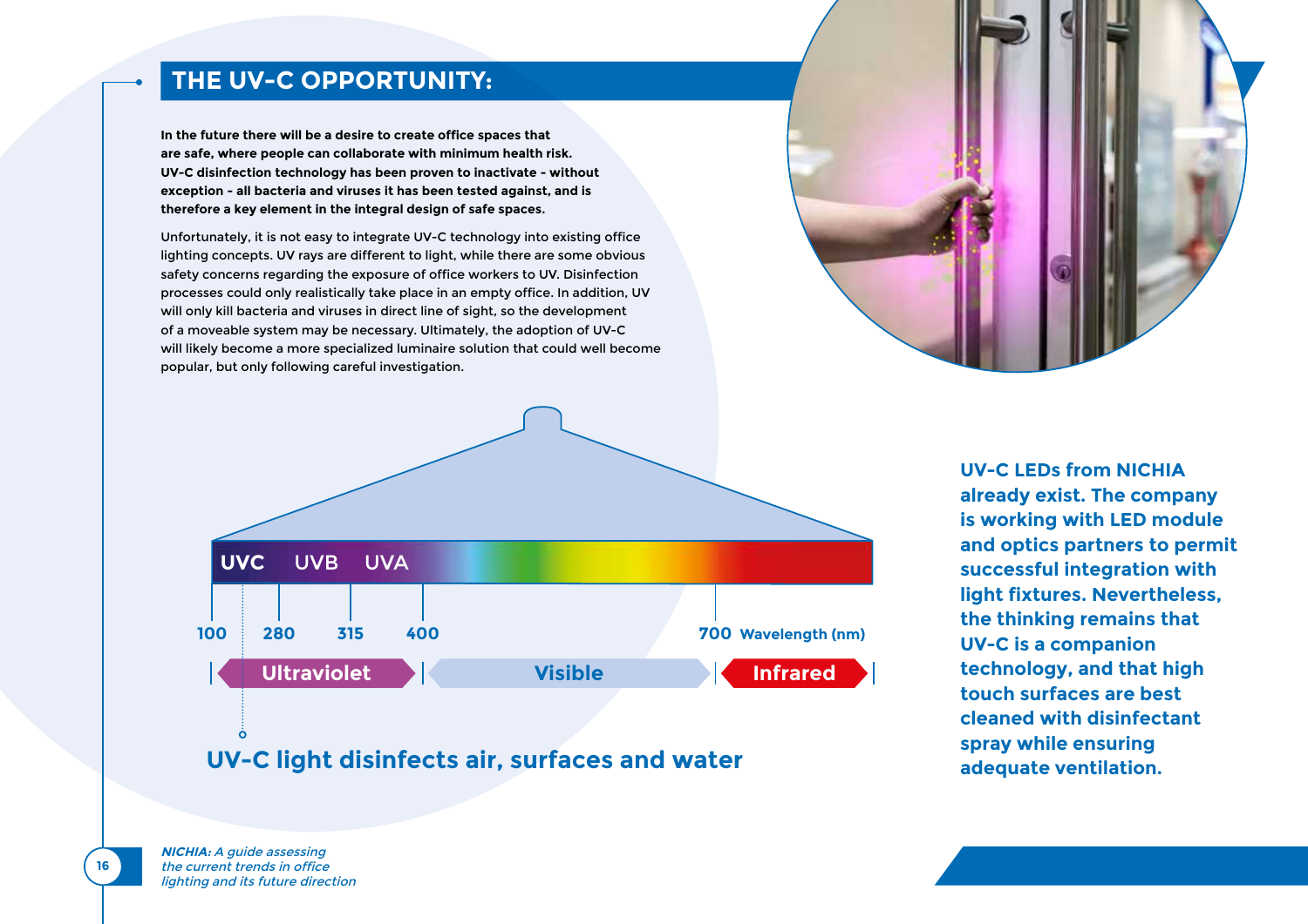## THE UV-C OPPORTUNITY:

**In the future there will be a desire to create office spaces that are safe, where people can collaborate with minimum health risk. UV-C disinfection technology has been proven to inactivate - without exception - all bacteria and viruses it has been tested against, and is therefore a key element in the integral design of safe spaces.**

Unfortunately, it is not easy to integrate UV-C technology into existing office lighting concepts. UV rays are different to light, while there are some obvious safety concerns regarding the exposure of office workers to UV. Disinfection processes could only realistically take place in an empty office. In addition, UV will only kill bacteria and viruses in direct line of sight, so the development of a moveable system may be necessary. Ultimately, the adoption of UV-C will likely become a more specialized luminaire solution that could well become popular, but only following careful investigation.

UVC UVB UVA

100 280 315 400 700 Wavelength (nm)

Ultraviolet | Visible | Infrared

**UV-C light disinfects air, surfaces and water**

**UV-C LEDs from NICHIA already exist. The company is working with LED module and optics partners to permit successful integration with light fixtures. Nevertheless, the thinking remains that UV-C is a companion technology, and that high touch surfaces are best cleaned with disinfectant spray while ensuring adequate ventilation.**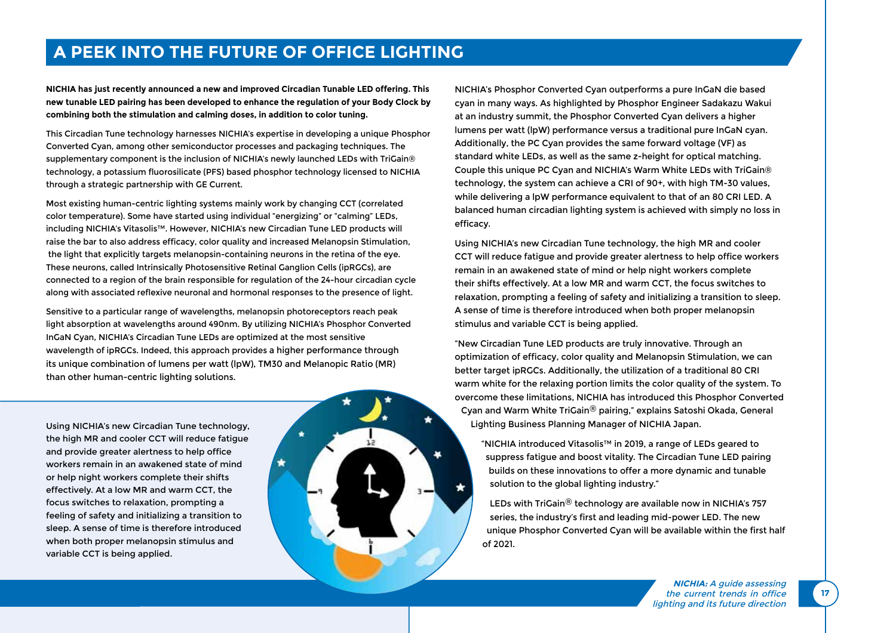# A PEEK INTO THE FUTURE OF OFFICE LIGHTING

**NICHIA has just recently announced a new and improved Circadian Tunable LED offering. This new tunable LED pairing has been developed to enhance the regulation of your Body Clock by combining both the stimulation and calming doses, in addition to color tuning.**

This Circadian Tune technology harnesses NICHIA's expertise in developing a unique Phosphor Converted Cyan, among other semiconductor processes and packaging techniques. The supplementary component is the inclusion of NICHIA's newly launched LEDs with TriGain® technology, a potassium fluorosilicate (PFS) based phosphor technology licensed to NICHIA through a strategic partnership with GE Current.

Most existing human-centric lighting systems mainly work by changing CCT (correlated color temperature). Some have started using individual "energizing" or "calming" LEDs, including NICHIA's Vitasolis™. However, NICHIA's new Circadian Tune LED products will raise the bar to also address efficacy, color quality and increased Melanopsin Stimulation, the light that explicitly targets melanopsin-containing neurons in the retina of the eye. These neurons, called Intrinsically Photosensitive Retinal Ganglion Cells (ipRGCs), are connected to a region of the brain responsible for regulation of the 24-hour circadian cycle along with associated reflexive neuronal and hormonal responses to the presence of light.

Sensitive to a particular range of wavelengths, melanopsin photoreceptors reach peak light absorption at wavelengths around 490nm. By utilizing NICHIA's Phosphor Converted InGaN Cyan, NICHIA's Circadian Tune LEDs are optimized at the most sensitive wavelength of ipRGCs. Indeed, this approach provides a higher performance through its unique combination of lumens per watt (lpW), TM30 and Melanopic Ratio (MR) than other human-centric lighting solutions.

Using NICHIA's new Circadian Tune technology, the high MR and cooler CCT will reduce fatigue and provide greater alertness to help office workers remain in an awakened state of mind or help night workers complete their shifts effectively. At a low MR and warm CCT, the focus switches to relaxation, prompting a feeling of safety and initializing a transition to sleep. A sense of time is therefore introduced when both proper melanopsin stimulus and variable CCT is being applied.

NICHIA's Phosphor Converted Cyan outperforms a pure InGaN die based cyan in many ways. As highlighted by Phosphor Engineer Sadakazu Wakui at an industry summit, the Phosphor Converted Cyan delivers a higher lumens per watt (lpW) performance versus a traditional pure InGaN cyan. Additionally, the PC Cyan provides the same forward voltage (VF) as standard white LEDs, as well as the same z-height for optical matching. Couple this unique PC Cyan and NICHIA's Warm White LEDs with TriGain® technology, the system can achieve a CRI of 90+, with high TM-30 values, while delivering a lpW performance equivalent to that of an 80 CRI LED. A balanced human circadian lighting system is achieved with simply no loss in efficacy.

Using NICHIA's new Circadian Tune technology, the high MR and cooler CCT will reduce fatigue and provide greater alertness to help office workers remain in an awakened state of mind or help night workers complete their shifts effectively. At a low MR and warm CCT, the focus switches to relaxation, prompting a feeling of safety and initializing a transition to sleep. A sense of time is therefore introduced when both proper melanopsin stimulus and variable CCT is being applied.

"New Circadian Tune LED products are truly innovative. Through an optimization of efficacy, color quality and Melanopsin Stimulation, we can better target ipRGCs. Additionally, the utilization of a traditional 80 CRI warm white for the relaxing portion limits the color quality of the system. To overcome these limitations, NICHIA has introduced this Phosphor Converted Cyan and Warm White TriGain® pairing," explains Satoshi Okada, General Lighting Business Planning Manager of NICHIA Japan.

"NICHIA introduced Vitasolis™ in 2019, a range of LEDs geared to suppress fatigue and boost vitality. The Circadian Tune LED pairing builds on these innovations to offer a more dynamic and tunable solution to the global lighting industry."

LEDs with TriGain® technology are available now in NICHIA's 757 series, the industry's first and leading mid-power LED. The new unique Phosphor Converted Cyan will be available within the first half of 2021.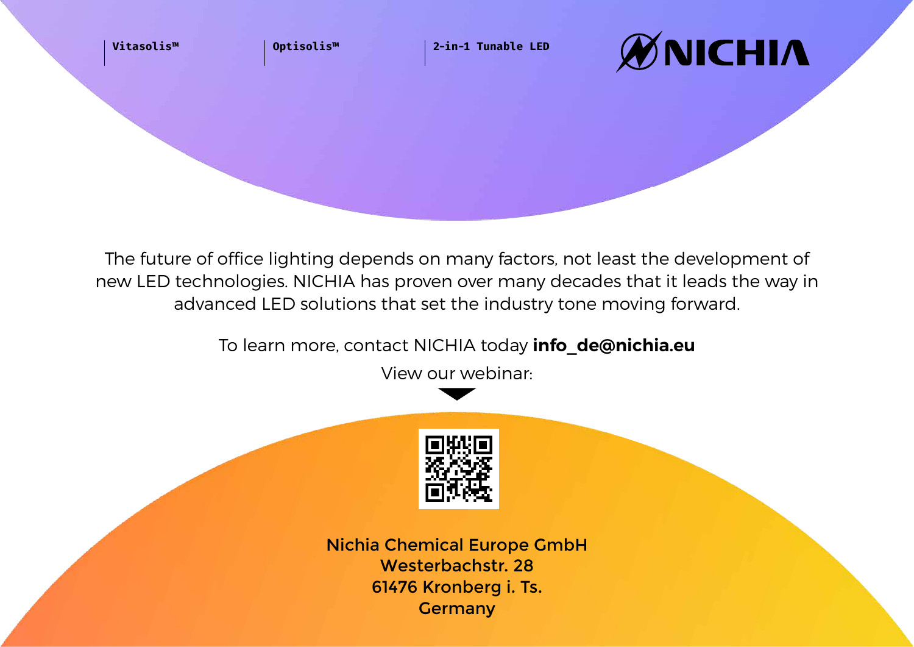Vitasolis™ | Optisolis™ | 2-in-1 Tunable LED

NICHIA

The future of office lighting depends on many factors, not least the development of new LED technologies. NICHIA has proven over many decades that it leads the way in advanced LED solutions that set the industry tone moving forward.

To learn more, contact NICHIA today **info_de@nichia.eu**

View our webinar:

Nichia Chemical Europe GmbH
Westerbachstr. 28
61476 Kronberg i. Ts.
Germany